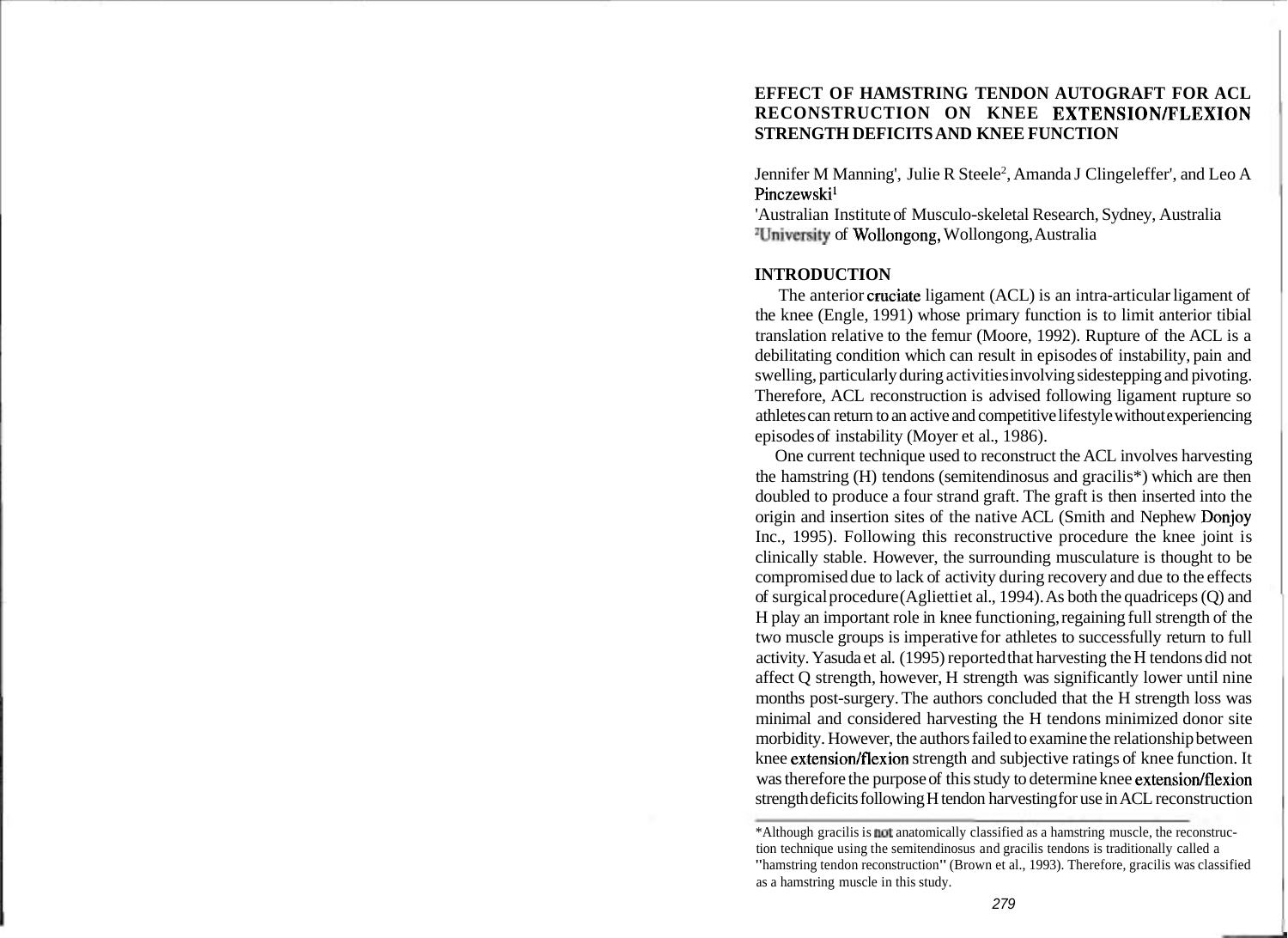# EFFECT OF HAMSTRING TENDON AUTOGRAFT FOR ACL RECONSTRUCTION ON KNEE EXTENSION/FLEXION STRENGTH DEFICITS AND KNEE FUNCTION

Jennifer M Manning[1], Julie R Steele[2], Amanda J Clingeleffer[1], and Leo A Pinczewski[1]

[1]Australian Institute of Musculo-skeletal Research, Sydney, Australia
[2]University of Wollongong, Wollongong, Australia

## INTRODUCTION

The anterior cruciate ligament (ACL) is an intra-articular ligament of the knee (Engle, 1991) whose primary function is to limit anterior tibial translation relative to the femur (Moore, 1992). Rupture of the ACL is a debilitating condition which can result in episodes of instability, pain and swelling, particularly during activities involving sidestepping and pivoting. Therefore, ACL reconstruction is advised following ligament rupture so athletes can return to an active and competitive lifestyle without experiencing episodes of instability (Moyer et al., 1986).

One current technique used to reconstruct the ACL involves harvesting the hamstring (H) tendons (semitendinosus and gracilis*) which are then doubled to produce a four strand graft. The graft is then inserted into the origin and insertion sites of the native ACL (Smith and Nephew Donjoy Inc., 1995). Following this reconstructive procedure the knee joint is clinically stable. However, the surrounding musculature is thought to be compromised due to lack of activity during recovery and due to the effects of surgical procedure (Agliettiet al., 1994). As both the quadriceps (Q) and H play an important role in knee functioning, regaining full strength of the two muscle groups is imperative for athletes to successfully return to full activity. Yasuda et al. (1995) reported that harvesting the H tendons did not affect Q strength, however, H strength was significantly lower until nine months post-surgery. The authors concluded that the H strength loss was minimal and considered harvesting the H tendons minimized donor site morbidity. However, the authors failed to examine the relationship between knee extension/flexion strength and subjective ratings of knee function. It was therefore the purpose of this study to determine knee extension/flexion strength deficits following H tendon harvesting for use in ACL reconstruction

*Although gracilis is not anatomically classified as a hamstring muscle, the reconstruction technique using the semitendinosus and gracilis tendons is traditionally called a "hamstring tendon reconstruction" (Brown et al., 1993). Therefore, gracilis was classified as a hamstring muscle in this study.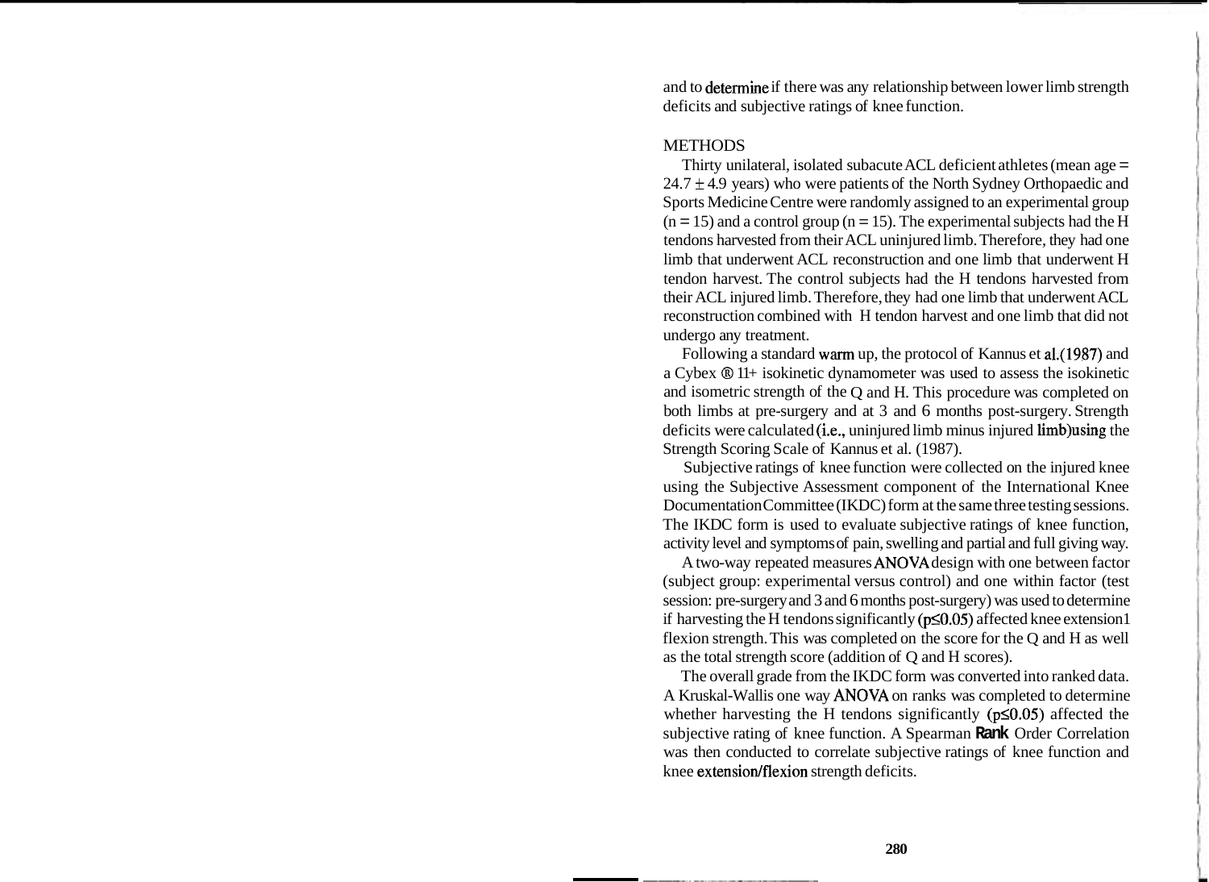and to determine if there was any relationship between lower limb strength deficits and subjective ratings of knee function.

## METHODS

Thirty unilateral, isolated subacute ACL deficient athletes (mean age = 24.7 ± 4.9 years) who were patients of the North Sydney Orthopaedic and Sports Medicine Centre were randomly assigned to an experimental group (n = 15) and a control group (n = 15). The experimental subjects had the H tendons harvested from their ACL uninjured limb. Therefore, they had one limb that underwent ACL reconstruction and one limb that underwent H tendon harvest. The control subjects had the H tendons harvested from their ACL injured limb. Therefore, they had one limb that underwent ACL reconstruction combined with H tendon harvest and one limb that did not undergo any treatment.

Following a standard warm up, the protocol of Kannus et al.(1987) and a Cybex ® 11+ isokinetic dynamometer was used to assess the isokinetic and isometric strength of the Q and H. This procedure was completed on both limbs at pre-surgery and at 3 and 6 months post-surgery. Strength deficits were calculated (i.e., uninjured limb minus injured limb) using the Strength Scoring Scale of Kannus et al. (1987).

Subjective ratings of knee function were collected on the injured knee using the Subjective Assessment component of the International Knee Documentation Committee (IKDC) form at the same three testing sessions. The IKDC form is used to evaluate subjective ratings of knee function, activity level and symptoms of pain, swelling and partial and full giving way.

A two-way repeated measures ANOVA design with one between factor (subject group: experimental versus control) and one within factor (test session: pre-surgery and 3 and 6 months post-surgery) was used to determine if harvesting the H tendons significantly ($p \leq 0.05$) affected knee extension1 flexion strength. This was completed on the score for the Q and H as well as the total strength score (addition of Q and H scores).

The overall grade from the IKDC form was converted into ranked data. A Kruskal-Wallis one way ANOVA on ranks was completed to determine whether harvesting the H tendons significantly ($p \leq 0.05$) affected the subjective rating of knee function. A Spearman Rank Order Correlation was then conducted to correlate subjective ratings of knee function and knee extension/flexion strength deficits.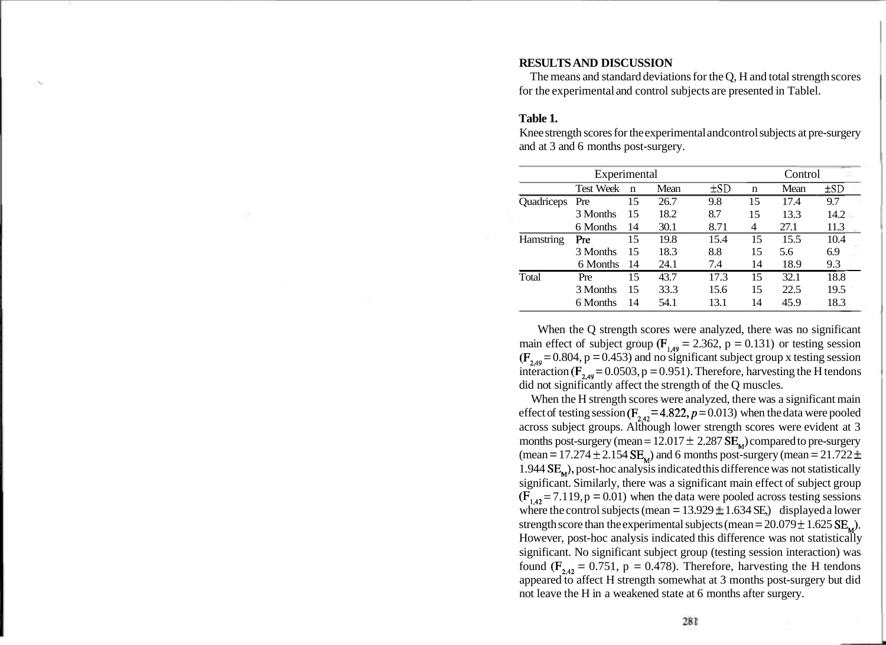## RESULTS AND DISCUSSION

The means and standard deviations for the Q, H and total strength scores for the experimental and control subjects are presented in Tablel.

**Table 1.**

Knee strength scores for the experimental andcontrol subjects at pre-surgery and at 3 and 6 months post-surgery.

| | Experimental | | | | Control | | |
|---|---|---|---|---|---|---|---|
| | Test Week | n | Mean | ±SD | n | Mean | ±SD |
| Quadriceps | Pre | 15 | 26.7 | 9.8 | 15 | 17.4 | 9.7 |
| | 3 Months | 15 | 18.2 | 8.7 | 15 | 13.3 | 14.2 |
| | 6 Months | 14 | 30.1 | 8.71 | 4 | 27.1 | 11.3 |
| Hamstring | Pre | 15 | 19.8 | 15.4 | 15 | 15.5 | 10.4 |
| | 3 Months | 15 | 18.3 | 8.8 | 15 | 5.6 | 6.9 |
| | 6 Months | 14 | 24.1 | 7.4 | 14 | 18.9 | 9.3 |
| Total | Pre | 15 | 43.7 | 17.3 | 15 | 32.1 | 18.8 |
| | 3 Months | 15 | 33.3 | 15.6 | 15 | 22.5 | 19.5 |
| | 6 Months | 14 | 54.1 | 13.1 | 14 | 45.9 | 18.3 |

When the Q strength scores were analyzed, there was no significant main effect of subject group ($F_{1,49} = 2.362$, $p = 0.131$) or testing session ($F_{2,49} = 0.804$, $p = 0.453$) and no significant subject group x testing session interaction ($F_{2,49} = 0.0503$, $p = 0.951$). Therefore, harvesting the H tendons did not significantly affect the strength of the Q muscles.

When the H strength scores were analyzed, there was a significant main effect of testing session ($F_{2,42} = 4.822$, $p = 0.013$) when the data were pooled across subject groups. Although lower strength scores were evident at 3 months post-surgery (mean = 12.017 ± 2.287 $SE_M$) compared to pre-surgery (mean = 17.274 ± 2.154 $SE_M$) and 6 months post-surgery (mean = 21.722 ± 1.944 $SE_M$), post-hoc analysis indicated this difference was not statistically significant. Similarly, there was a significant main effect of subject group ($F_{1,42} = 7.119$, $p = 0.01$) when the data were pooled across testing sessions where the control subjects (mean = 13.929 ± 1.634 SE,) displayed a lower strength score than the experimental subjects (mean = 20.079 ± 1.625 $SE_M$). However, post-hoc analysis indicated this difference was not statistically significant. No significant subject group (testing session interaction) was found ($F_{2,42} = 0.751$, $p = 0.478$). Therefore, harvesting the H tendons appeared to affect H strength somewhat at 3 months post-surgery but did not leave the H in a weakened state at 6 months after surgery.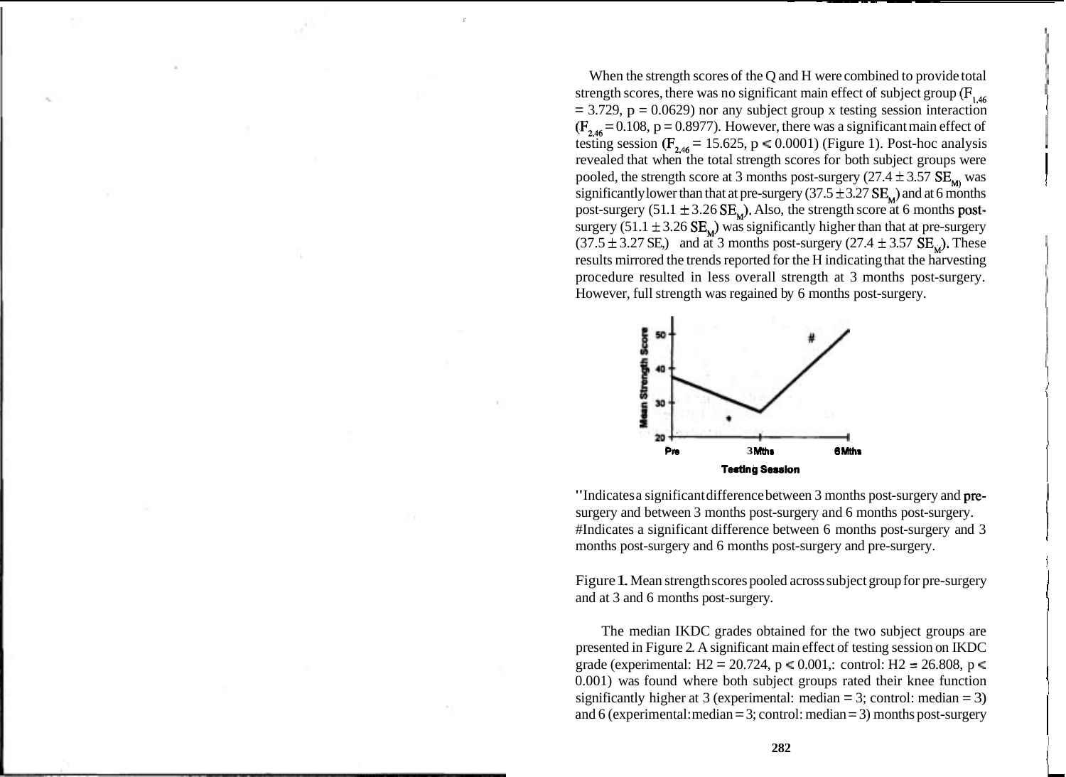When the strength scores of the Q and H were combined to provide total strength scores, there was no significant main effect of subject group ($F_{1,46} = 3.729$, $p = 0.0629$) nor any subject group x testing session interaction ($F_{2,46} = 0.108$, $p = 0.8977$). However, there was a significant main effect of testing session ($F_{2,46} = 15.625$, $p < 0.0001$) (Figure 1). Post-hoc analysis revealed that when the total strength scores for both subject groups were pooled, the strength score at 3 months post-surgery ($27.4 \pm 3.57$ $SE_M$) was significantly lower than that at pre-surgery ($37.5 \pm 3.27$ $SE_M$) and at 6 months post-surgery ($51.1 \pm 3.26$ $SE_M$). Also, the strength score at 6 months post-surgery ($51.1 \pm 3.26$ $SE_M$) was significantly higher than that at pre-surgery ($37.5 \pm 3.27$ SE,) and at 3 months post-surgery ($27.4 \pm 3.57$ $SE_M$). These results mirrored the trends reported for the H indicating that the harvesting procedure resulted in less overall strength at 3 months post-surgery. However, full strength was regained by 6 months post-surgery.

"Indicates a significant difference between 3 months post-surgery and pre-surgery and between 3 months post-surgery and 6 months post-surgery.
#Indicates a significant difference between 6 months post-surgery and 3 months post-surgery and 6 months post-surgery and pre-surgery.

Figure 1. Mean strength scores pooled across subject group for pre-surgery and at 3 and 6 months post-surgery.

The median IKDC grades obtained for the two subject groups are presented in Figure 2. A significant main effect of testing session on IKDC grade (experimental: $H2 = 20.724$, $p < 0.001$,: control: $H2 = 26.808$, $p < 0.001$) was found where both subject groups rated their knee function significantly higher at 3 (experimental: median = 3; control: median = 3) and 6 (experimental: median = 3; control: median = 3) months post-surgery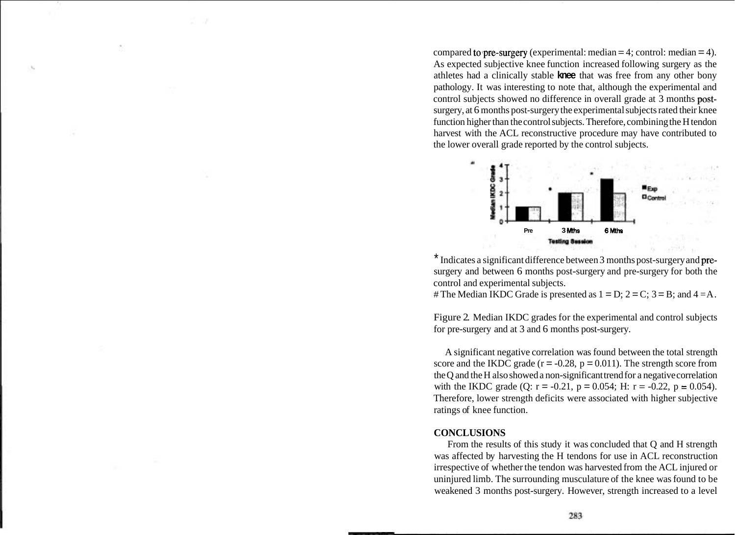compared to pre-surgery (experimental: median = 4; control: median = 4). As expected subjective knee function increased following surgery as the athletes had a clinically stable knee that was free from any other bony pathology. It was interesting to note that, although the experimental and control subjects showed no difference in overall grade at 3 months post-surgery, at 6 months post-surgery the experimental subjects rated their knee function higher than the control subjects. Therefore, combining the H tendon harvest with the ACL reconstructive procedure may have contributed to the lower overall grade reported by the control subjects.

\* Indicates a significant difference between 3 months post-surgery and pre-surgery and between 6 months post-surgery and pre-surgery for both the control and experimental subjects.

# The Median IKDC Grade is presented as 1 = D; 2 = C; 3 = B; and 4 = A.

Figure 2. Median IKDC grades for the experimental and control subjects for pre-surgery and at 3 and 6 months post-surgery.

A significant negative correlation was found between the total strength score and the IKDC grade ($r = -0.28$, $p = 0.011$). The strength score from the Q and the H also showed a non-significant trend for a negative correlation with the IKDC grade (Q: $r = -0.21$, $p = 0.054$; H: $r = -0.22$, $p = 0.054$). Therefore, lower strength deficits were associated with higher subjective ratings of knee function.

## CONCLUSIONS

From the results of this study it was concluded that Q and H strength was affected by harvesting the H tendons for use in ACL reconstruction irrespective of whether the tendon was harvested from the ACL injured or uninjured limb. The surrounding musculature of the knee was found to be weakened 3 months post-surgery. However, strength increased to a level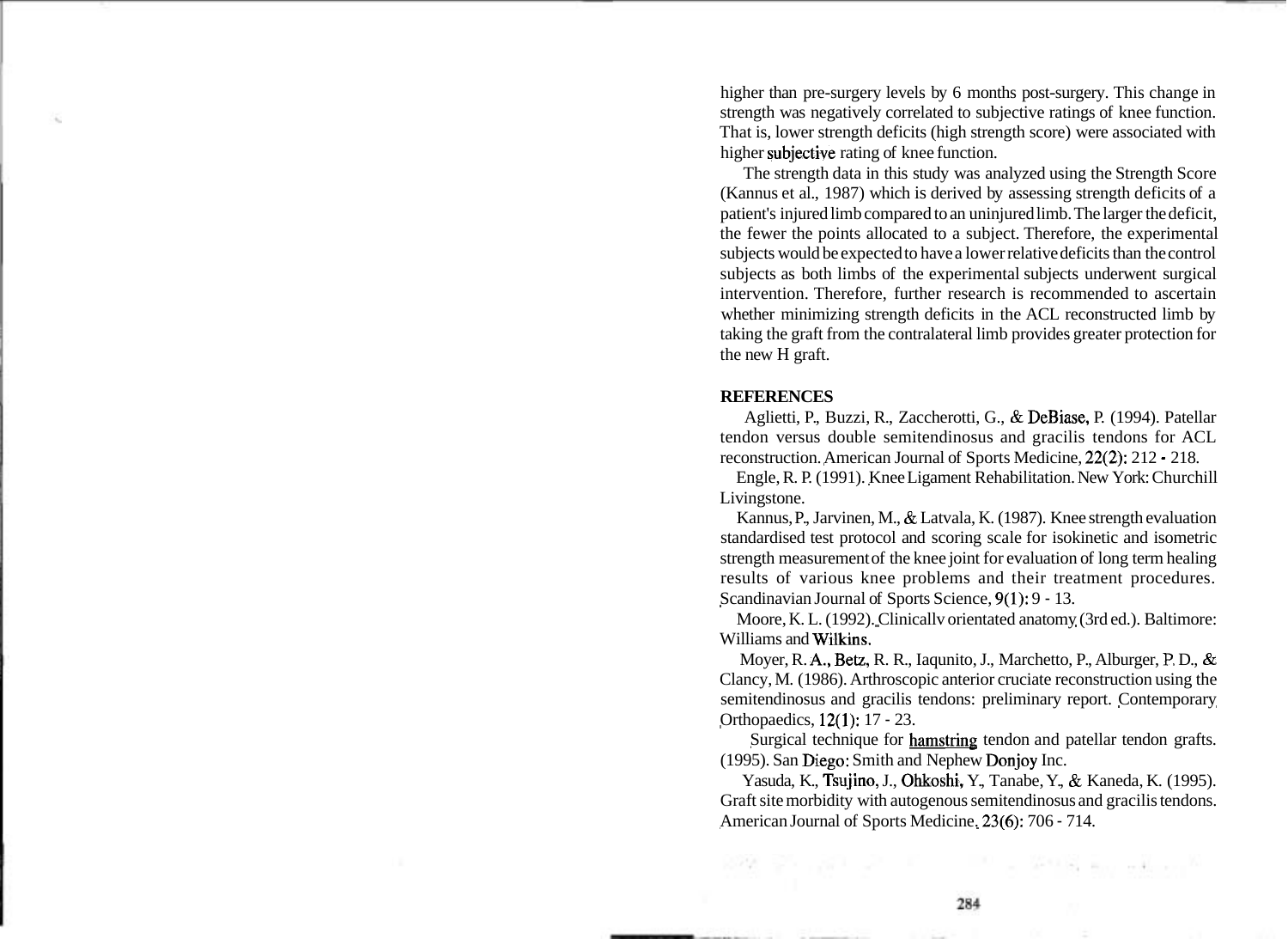higher than pre-surgery levels by 6 months post-surgery. This change in strength was negatively correlated to subjective ratings of knee function. That is, lower strength deficits (high strength score) were associated with higher subjective rating of knee function.

The strength data in this study was analyzed using the Strength Score (Kannus et al., 1987) which is derived by assessing strength deficits of a patient's injured limb compared to an uninjured limb. The larger the deficit, the fewer the points allocated to a subject. Therefore, the experimental subjects would be expected to have a lower relative deficits than the control subjects as both limbs of the experimental subjects underwent surgical intervention. Therefore, further research is recommended to ascertain whether minimizing strength deficits in the ACL reconstructed limb by taking the graft from the contralateral limb provides greater protection for the new H graft.

## REFERENCES

Aglietti, P., Buzzi, R., Zaccherotti, G., & DeBiase, P. (1994). Patellar tendon versus double semitendinosus and gracilis tendons for ACL reconstruction. American Journal of Sports Medicine, 22(2): 212 - 218.

Engle, R. P. (1991). Knee Ligament Rehabilitation. New York: Churchill Livingstone.

Kannus, P., Jarvinen, M., & Latvala, K. (1987). Knee strength evaluation standardised test protocol and scoring scale for isokinetic and isometric strength measurement of the knee joint for evaluation of long term healing results of various knee problems and their treatment procedures. Scandinavian Journal of Sports Science, 9(1): 9 - 13.

Moore, K. L. (1992). Clinicallv orientated anatomy (3rd ed.). Baltimore: Williams and Wilkins.

Moyer, R. A., Betz, R. R., Iaqunito, J., Marchetto, P., Alburger, P. D., & Clancy, M. (1986). Arthroscopic anterior cruciate reconstruction using the semitendinosus and gracilis tendons: preliminary report. Contemporary Orthopaedics, 12(1): 17 - 23.

Surgical technique for hamstring tendon and patellar tendon grafts. (1995). San Diego: Smith and Nephew Donjoy Inc.

Yasuda, K., Tsujino, J., Ohkoshi, Y., Tanabe, Y., & Kaneda, K. (1995). Graft site morbidity with autogenous semitendinosus and gracilis tendons. American Journal of Sports Medicine, 23(6): 706 - 714.